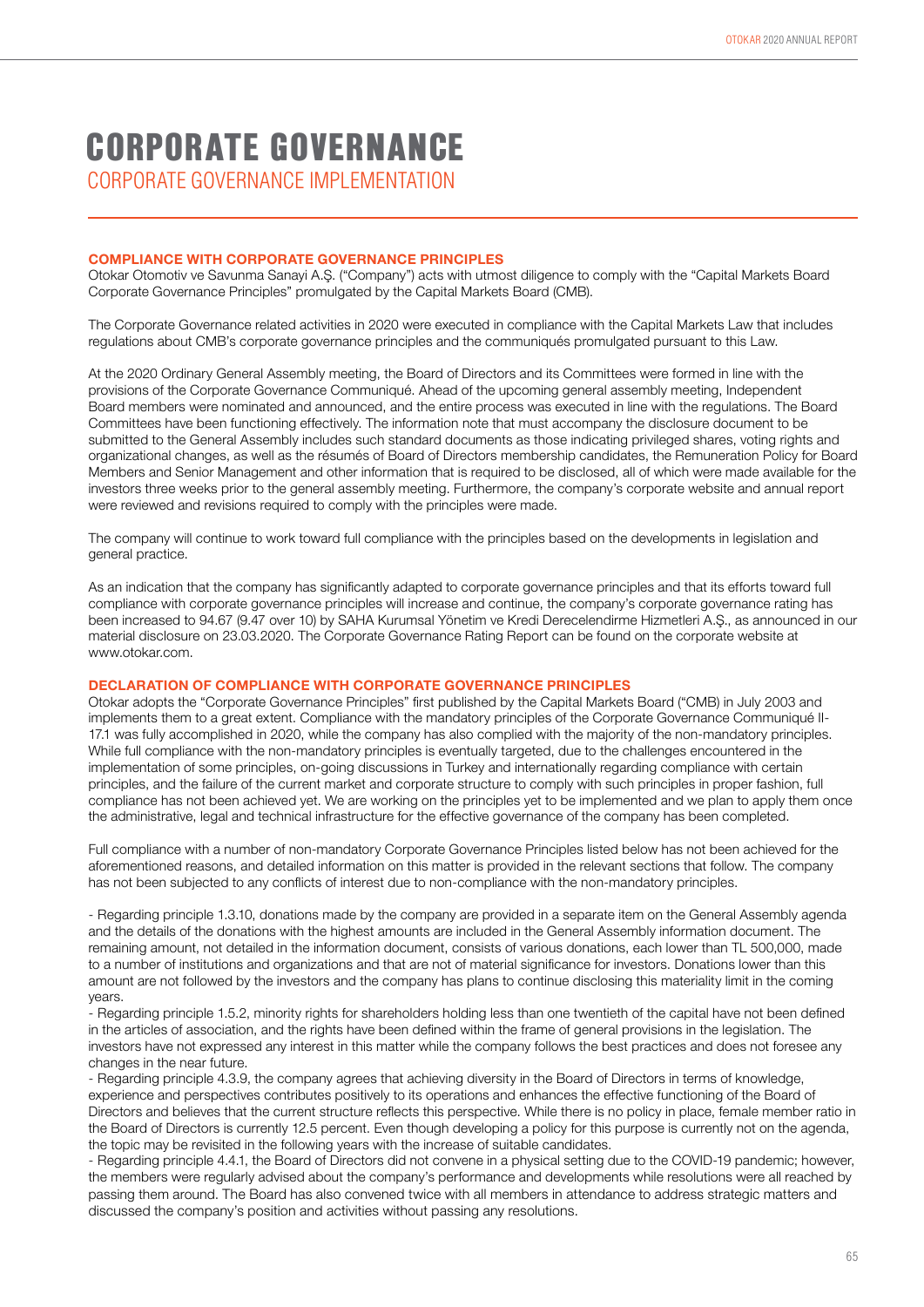# CORPORATE GOVERNANCE

## CORPORATE GOVERNANCE IMPLEMENTATION

### COMPLIANCE WITH CORPORATE GOVERNANCE PRINCIPLES

Otokar Otomotiv ve Savunma Sanayi A.Ş. ("Company") acts with utmost diligence to comply with the "Capital Markets Board Corporate Governance Principles" promulgated by the Capital Markets Board (CMB).

The Corporate Governance related activities in 2020 were executed in compliance with the Capital Markets Law that includes regulations about CMB's corporate governance principles and the communiqués promulgated pursuant to this Law.

At the 2020 Ordinary General Assembly meeting, the Board of Directors and its Committees were formed in line with the provisions of the Corporate Governance Communiqué. Ahead of the upcoming general assembly meeting, Independent Board members were nominated and announced, and the entire process was executed in line with the regulations. The Board Committees have been functioning effectively. The information note that must accompany the disclosure document to be submitted to the General Assembly includes such standard documents as those indicating privileged shares, voting rights and organizational changes, as well as the résumés of Board of Directors membership candidates, the Remuneration Policy for Board Members and Senior Management and other information that is required to be disclosed, all of which were made available for the investors three weeks prior to the general assembly meeting. Furthermore, the company's corporate website and annual report were reviewed and revisions required to comply with the principles were made.

The company will continue to work toward full compliance with the principles based on the developments in legislation and general practice.

As an indication that the company has significantly adapted to corporate governance principles and that its efforts toward full compliance with corporate governance principles will increase and continue, the company's corporate governance rating has been increased to 94.67 (9.47 over 10) by SAHA Kurumsal Yönetim ve Kredi Derecelendirme Hizmetleri A.Ş., as announced in our material disclosure on 23.03.2020. The Corporate Governance Rating Report can be found on the corporate website at www.otokar.com.

### DECLARATION OF COMPLIANCE WITH CORPORATE GOVERNANCE PRINCIPLES

Otokar adopts the "Corporate Governance Principles" first published by the Capital Markets Board ("CMB) in July 2003 and implements them to a great extent. Compliance with the mandatory principles of the Corporate Governance Communiqué II-17.1 was fully accomplished in 2020, while the company has also complied with the majority of the non-mandatory principles. While full compliance with the non-mandatory principles is eventually targeted, due to the challenges encountered in the implementation of some principles, on-going discussions in Turkey and internationally regarding compliance with certain principles, and the failure of the current market and corporate structure to comply with such principles in proper fashion, full compliance has not been achieved yet. We are working on the principles yet to be implemented and we plan to apply them once the administrative, legal and technical infrastructure for the effective governance of the company has been completed.

Full compliance with a number of non-mandatory Corporate Governance Principles listed below has not been achieved for the aforementioned reasons, and detailed information on this matter is provided in the relevant sections that follow. The company has not been subjected to any conflicts of interest due to non-compliance with the non-mandatory principles.

- Regarding principle 1.3.10, donations made by the company are provided in a separate item on the General Assembly agenda and the details of the donations with the highest amounts are included in the General Assembly information document. The remaining amount, not detailed in the information document, consists of various donations, each lower than TL 500,000, made to a number of institutions and organizations and that are not of material significance for investors. Donations lower than this amount are not followed by the investors and the company has plans to continue disclosing this materiality limit in the coming years.
- Regarding principle 1.5.2, minority rights for shareholders holding less than one twentieth of the capital have not been defined in the articles of association, and the rights have been defined within the frame of general provisions in the legislation. The investors have not expressed any interest in this matter while the company follows the best practices and does not foresee any changes in the near future.
- Regarding principle 4.3.9, the company agrees that achieving diversity in the Board of Directors in terms of knowledge, experience and perspectives contributes positively to its operations and enhances the effective functioning of the Board of Directors and believes that the current structure reflects this perspective. While there is no policy in place, female member ratio in the Board of Directors is currently 12.5 percent. Even though developing a policy for this purpose is currently not on the agenda, the topic may be revisited in the following years with the increase of suitable candidates.
- Regarding principle 4.4.1, the Board of Directors did not convene in a physical setting due to the COVID-19 pandemic; however, the members were regularly advised about the company's performance and developments while resolutions were all reached by passing them around. The Board has also convened twice with all members in attendance to address strategic matters and discussed the company's position and activities without passing any resolutions.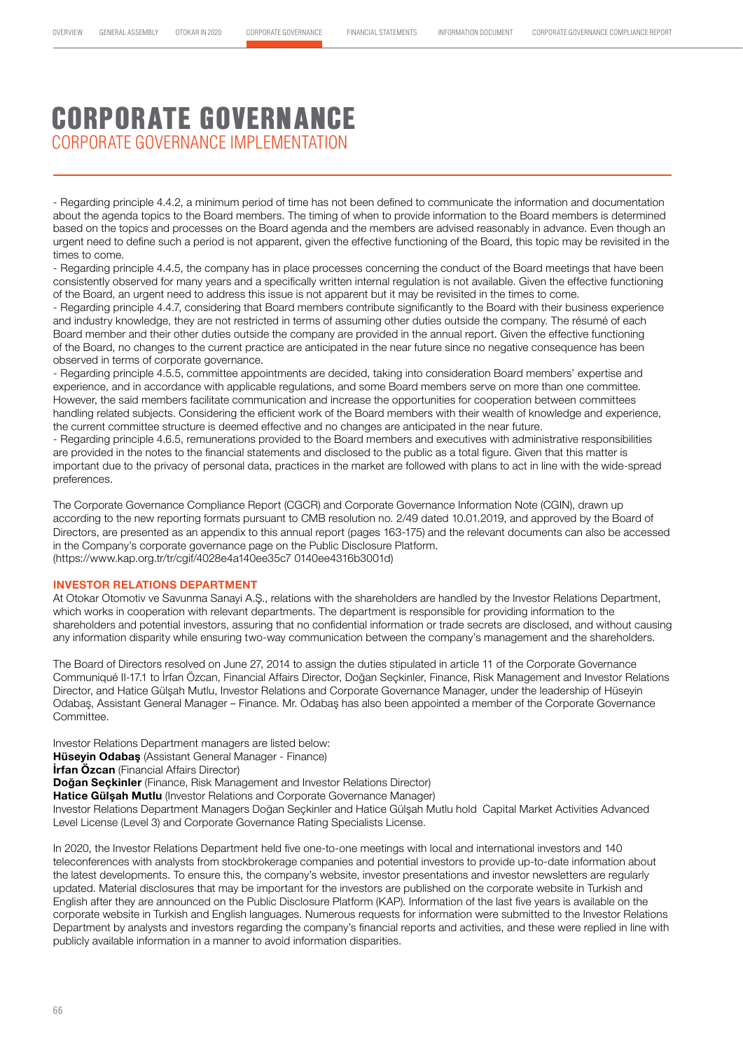# CORPORATE GOVERNANCE

## CORPORATE GOVERNANCE IMPLEMENTATION

- Regarding principle 4.4.2, a minimum period of time has not been defined to communicate the information and documentation about the agenda topics to the Board members. The timing of when to provide information to the Board members is determined based on the topics and processes on the Board agenda and the members are advised reasonably in advance. Even though an urgent need to define such a period is not apparent, given the effective functioning of the Board, this topic may be revisited in the times to come.
- Regarding principle 4.4.5, the company has in place processes concerning the conduct of the Board meetings that have been consistently observed for many years and a specifically written internal regulation is not available. Given the effective functioning of the Board, an urgent need to address this issue is not apparent but it may be revisited in the times to come.
- Regarding principle 4.4.7, considering that Board members contribute significantly to the Board with their business experience and industry knowledge, they are not restricted in terms of assuming other duties outside the company. The résumé of each Board member and their other duties outside the company are provided in the annual report. Given the effective functioning of the Board, no changes to the current practice are anticipated in the near future since no negative consequence has been observed in terms of corporate governance.
- Regarding principle 4.5.5, committee appointments are decided, taking into consideration Board members' expertise and experience, and in accordance with applicable regulations, and some Board members serve on more than one committee. However, the said members facilitate communication and increase the opportunities for cooperation between committees handling related subjects. Considering the efficient work of the Board members with their wealth of knowledge and experience, the current committee structure is deemed effective and no changes are anticipated in the near future.
- Regarding principle 4.6.5, remunerations provided to the Board members and executives with administrative responsibilities are provided in the notes to the financial statements and disclosed to the public as a total figure. Given that this matter is important due to the privacy of personal data, practices in the market are followed with plans to act in line with the wide-spread preferences.

The Corporate Governance Compliance Report (CGCR) and Corporate Governance Information Note (CGIN), drawn up according to the new reporting formats pursuant to CMB resolution no. 2/49 dated 10.01.2019, and approved by the Board of Directors, are presented as an appendix to this annual report (pages 163-175) and the relevant documents can also be accessed in the Company's corporate governance page on the Public Disclosure Platform.
(https://www.kap.org.tr/tr/cgif/4028e4a140ee35c7 0140ee4316b3001d)

### INVESTOR RELATIONS DEPARTMENT

At Otokar Otomotiv ve Savunma Sanayi A.Ş., relations with the shareholders are handled by the Investor Relations Department, which works in cooperation with relevant departments. The department is responsible for providing information to the shareholders and potential investors, assuring that no confidential information or trade secrets are disclosed, and without causing any information disparity while ensuring two-way communication between the company's management and the shareholders.

The Board of Directors resolved on June 27, 2014 to assign the duties stipulated in article 11 of the Corporate Governance Communiqué II-17.1 to İrfan Özcan, Financial Affairs Director, Doğan Seçkinler, Finance, Risk Management and Investor Relations Director, and Hatice Gülşah Mutlu, Investor Relations and Corporate Governance Manager, under the leadership of Hüseyin Odabaş, Assistant General Manager – Finance. Mr. Odabaş has also been appointed a member of the Corporate Governance Committee.

Investor Relations Department managers are listed below:
**Hüseyin Odabaş** (Assistant General Manager - Finance)
**İrfan Özcan** (Financial Affairs Director)
**Doğan Seçkinler** (Finance, Risk Management and Investor Relations Director)
**Hatice Gülşah Mutlu** (Investor Relations and Corporate Governance Manager)
Investor Relations Department Managers Doğan Seçkinler and Hatice Gülşah Mutlu hold Capital Market Activities Advanced Level License (Level 3) and Corporate Governance Rating Specialists License.

In 2020, the Investor Relations Department held five one-to-one meetings with local and international investors and 140 teleconferences with analysts from stockbrokerage companies and potential investors to provide up-to-date information about the latest developments. To ensure this, the company's website, investor presentations and investor newsletters are regularly updated. Material disclosures that may be important for the investors are published on the corporate website in Turkish and English after they are announced on the Public Disclosure Platform (KAP). Information of the last five years is available on the corporate website in Turkish and English languages. Numerous requests for information were submitted to the Investor Relations Department by analysts and investors regarding the company's financial reports and activities, and these were replied in line with publicly available information in a manner to avoid information disparities.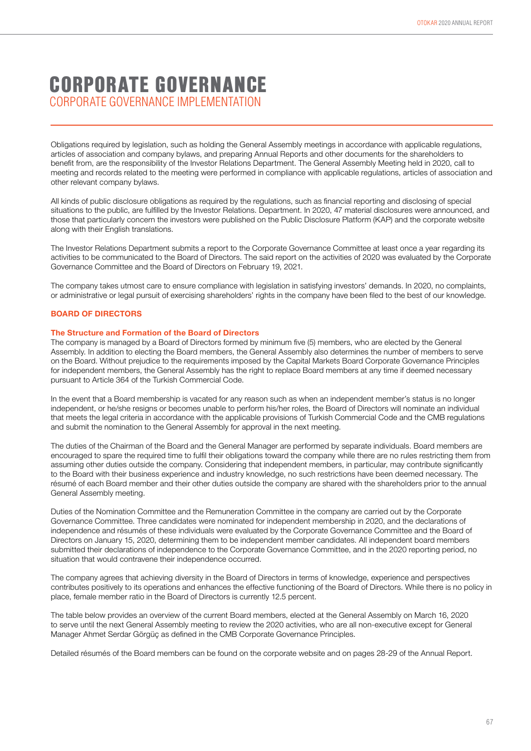# CORPORATE GOVERNANCE

## CORPORATE GOVERNANCE IMPLEMENTATION

Obligations required by legislation, such as holding the General Assembly meetings in accordance with applicable regulations, articles of association and company bylaws, and preparing Annual Reports and other documents for the shareholders to benefit from, are the responsibility of the Investor Relations Department. The General Assembly Meeting held in 2020, call to meeting and records related to the meeting were performed in compliance with applicable regulations, articles of association and other relevant company bylaws.

All kinds of public disclosure obligations as required by the regulations, such as financial reporting and disclosing of special situations to the public, are fulfilled by the Investor Relations. Department. In 2020, 47 material disclosures were announced, and those that particularly concern the investors were published on the Public Disclosure Platform (KAP) and the corporate website along with their English translations.

The Investor Relations Department submits a report to the Corporate Governance Committee at least once a year regarding its activities to be communicated to the Board of Directors. The said report on the activities of 2020 was evaluated by the Corporate Governance Committee and the Board of Directors on February 19, 2021.

The company takes utmost care to ensure compliance with legislation in satisfying investors' demands. In 2020, no complaints, or administrative or legal pursuit of exercising shareholders' rights in the company have been filed to the best of our knowledge.

### BOARD OF DIRECTORS

#### The Structure and Formation of the Board of Directors

The company is managed by a Board of Directors formed by minimum five (5) members, who are elected by the General Assembly. In addition to electing the Board members, the General Assembly also determines the number of members to serve on the Board. Without prejudice to the requirements imposed by the Capital Markets Board Corporate Governance Principles for independent members, the General Assembly has the right to replace Board members at any time if deemed necessary pursuant to Article 364 of the Turkish Commercial Code.

In the event that a Board membership is vacated for any reason such as when an independent member's status is no longer independent, or he/she resigns or becomes unable to perform his/her roles, the Board of Directors will nominate an individual that meets the legal criteria in accordance with the applicable provisions of Turkish Commercial Code and the CMB regulations and submit the nomination to the General Assembly for approval in the next meeting.

The duties of the Chairman of the Board and the General Manager are performed by separate individuals. Board members are encouraged to spare the required time to fulfil their obligations toward the company while there are no rules restricting them from assuming other duties outside the company. Considering that independent members, in particular, may contribute significantly to the Board with their business experience and industry knowledge, no such restrictions have been deemed necessary. The résumé of each Board member and their other duties outside the company are shared with the shareholders prior to the annual General Assembly meeting.

Duties of the Nomination Committee and the Remuneration Committee in the company are carried out by the Corporate Governance Committee. Three candidates were nominated for independent membership in 2020, and the declarations of independence and résumés of these individuals were evaluated by the Corporate Governance Committee and the Board of Directors on January 15, 2020, determining them to be independent member candidates. All independent board members submitted their declarations of independence to the Corporate Governance Committee, and in the 2020 reporting period, no situation that would contravene their independence occurred.

The company agrees that achieving diversity in the Board of Directors in terms of knowledge, experience and perspectives contributes positively to its operations and enhances the effective functioning of the Board of Directors. While there is no policy in place, female member ratio in the Board of Directors is currently 12.5 percent.

The table below provides an overview of the current Board members, elected at the General Assembly on March 16, 2020 to serve until the next General Assembly meeting to review the 2020 activities, who are all non-executive except for General Manager Ahmet Serdar Görgüç as defined in the CMB Corporate Governance Principles.

Detailed résumés of the Board members can be found on the corporate website and on pages 28-29 of the Annual Report.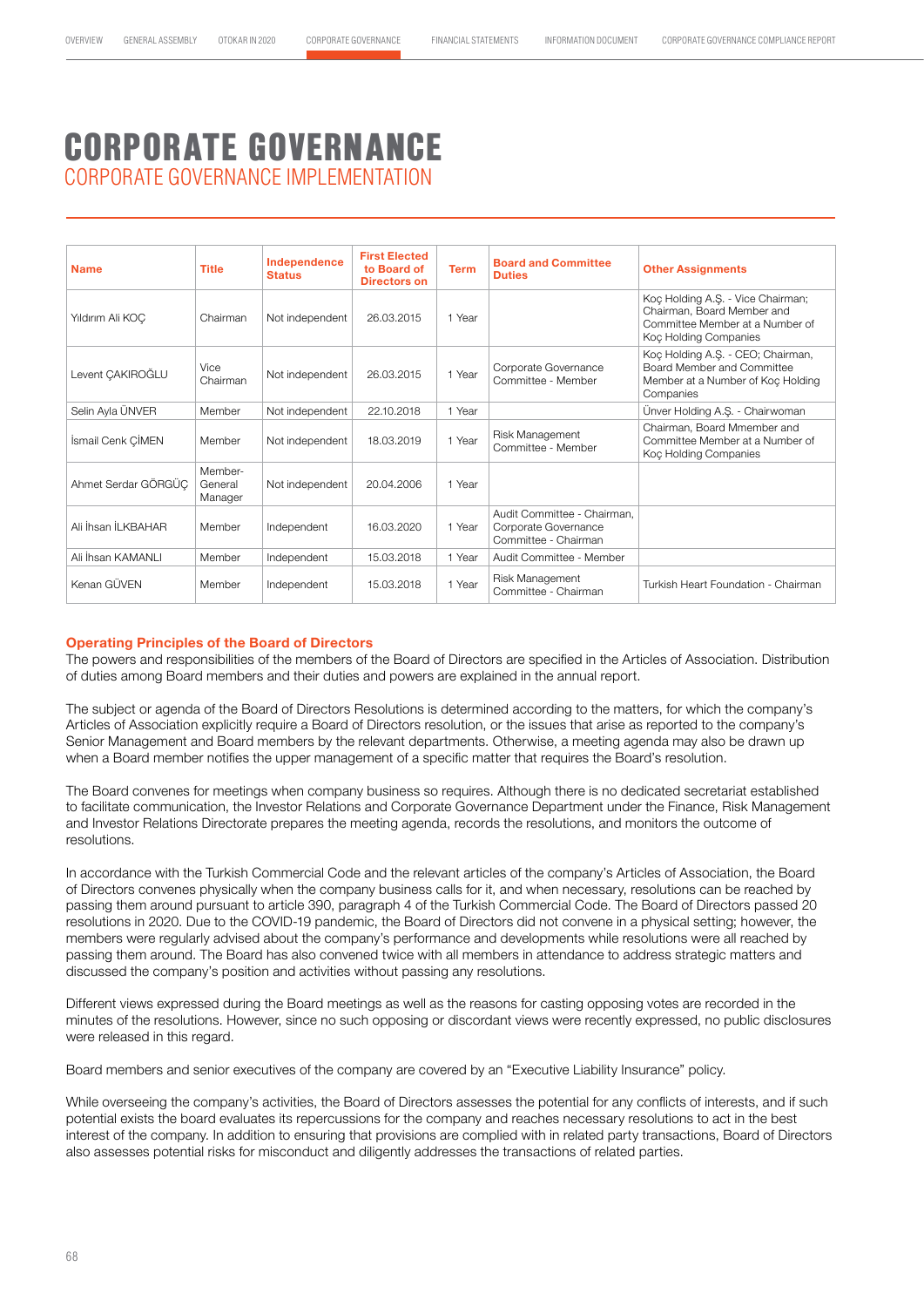# CORPORATE GOVERNANCE

## CORPORATE GOVERNANCE IMPLEMENTATION

| Name | Title | Independence Status | First Elected to Board of Directors on | Term | Board and Committee Duties | Other Assignments |
|---|---|---|---|---|---|---|
| Yıldırım Ali KOÇ | Chairman | Not independent | 26.03.2015 | 1 Year | | Koç Holding A.Ş. - Vice Chairman; Chairman, Board Member and Committee Member at a Number of Koç Holding Companies |
| Levent ÇAKIROĞLU | Vice Chairman | Not independent | 26.03.2015 | 1 Year | Corporate Governance Committee - Member | Koç Holding A.Ş. - CEO; Chairman, Board Member and Committee Member at a Number of Koç Holding Companies |
| Selin Ayla ÜNVER | Member | Not independent | 22.10.2018 | 1 Year | | Ünver Holding A.Ş. - Chairwoman |
| İsmail Cenk ÇİMEN | Member | Not independent | 18.03.2019 | 1 Year | Risk Management Committee - Member | Chairman, Board Mmember and Committee Member at a Number of Koç Holding Companies |
| Ahmet Serdar GÖRGÜÇ | Member-General Manager | Not independent | 20.04.2006 | 1 Year | | |
| Ali İhsan İLKBAHAR | Member | Independent | 16.03.2020 | 1 Year | Audit Committee - Chairman, Corporate Governance Committee - Chairman | |
| Ali İhsan KAMANLI | Member | Independent | 15.03.2018 | 1 Year | Audit Committee - Member | |
| Kenan GÜVEN | Member | Independent | 15.03.2018 | 1 Year | Risk Management Committee - Chairman | Turkish Heart Foundation - Chairman |

### Operating Principles of the Board of Directors

The powers and responsibilities of the members of the Board of Directors are specified in the Articles of Association. Distribution of duties among Board members and their duties and powers are explained in the annual report.

The subject or agenda of the Board of Directors Resolutions is determined according to the matters, for which the company's Articles of Association explicitly require a Board of Directors resolution, or the issues that arise as reported to the company's Senior Management and Board members by the relevant departments. Otherwise, a meeting agenda may also be drawn up when a Board member notifies the upper management of a specific matter that requires the Board's resolution.

The Board convenes for meetings when company business so requires. Although there is no dedicated secretariat established to facilitate communication, the Investor Relations and Corporate Governance Department under the Finance, Risk Management and Investor Relations Directorate prepares the meeting agenda, records the resolutions, and monitors the outcome of resolutions.

In accordance with the Turkish Commercial Code and the relevant articles of the company's Articles of Association, the Board of Directors convenes physically when the company business calls for it, and when necessary, resolutions can be reached by passing them around pursuant to article 390, paragraph 4 of the Turkish Commercial Code. The Board of Directors passed 20 resolutions in 2020. Due to the COVID-19 pandemic, the Board of Directors did not convene in a physical setting; however, the members were regularly advised about the company's performance and developments while resolutions were all reached by passing them around. The Board has also convened twice with all members in attendance to address strategic matters and discussed the company's position and activities without passing any resolutions.

Different views expressed during the Board meetings as well as the reasons for casting opposing votes are recorded in the minutes of the resolutions. However, since no such opposing or discordant views were recently expressed, no public disclosures were released in this regard.

Board members and senior executives of the company are covered by an "Executive Liability Insurance" policy.

While overseeing the company's activities, the Board of Directors assesses the potential for any conflicts of interests, and if such potential exists the board evaluates its repercussions for the company and reaches necessary resolutions to act in the best interest of the company. In addition to ensuring that provisions are complied with in related party transactions, Board of Directors also assesses potential risks for misconduct and diligently addresses the transactions of related parties.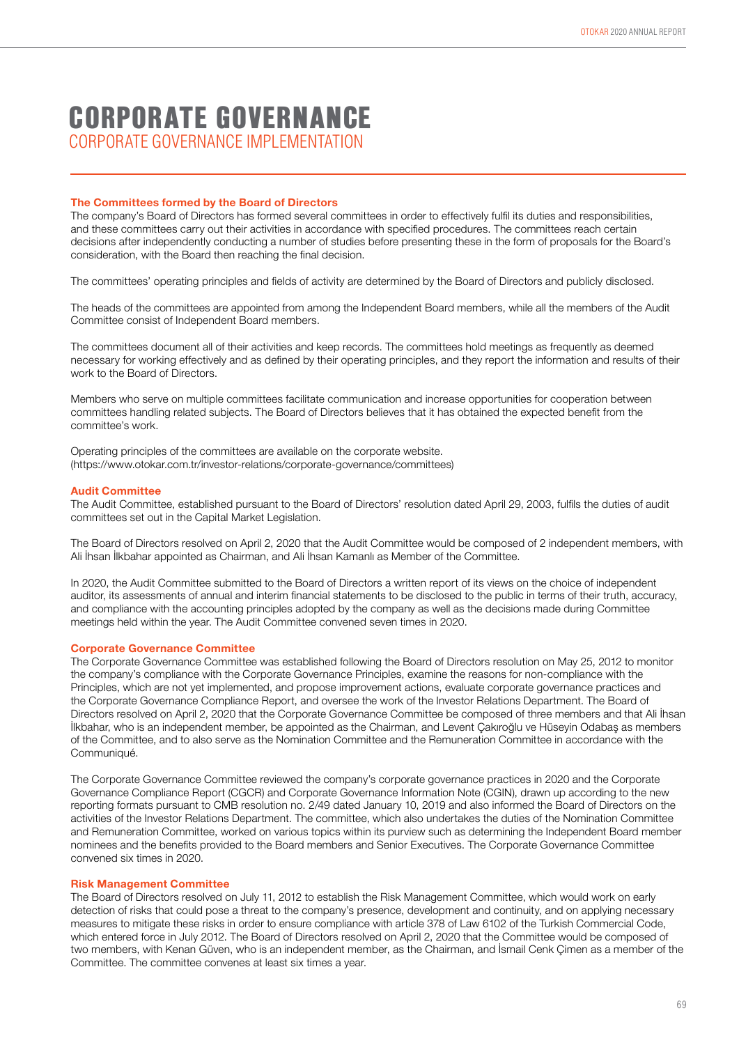# CORPORATE GOVERNANCE

## CORPORATE GOVERNANCE IMPLEMENTATION

### The Committees formed by the Board of Directors

The company's Board of Directors has formed several committees in order to effectively fulfil its duties and responsibilities, and these committees carry out their activities in accordance with specified procedures. The committees reach certain decisions after independently conducting a number of studies before presenting these in the form of proposals for the Board's consideration, with the Board then reaching the final decision.

The committees' operating principles and fields of activity are determined by the Board of Directors and publicly disclosed.

The heads of the committees are appointed from among the Independent Board members, while all the members of the Audit Committee consist of Independent Board members.

The committees document all of their activities and keep records. The committees hold meetings as frequently as deemed necessary for working effectively and as defined by their operating principles, and they report the information and results of their work to the Board of Directors.

Members who serve on multiple committees facilitate communication and increase opportunities for cooperation between committees handling related subjects. The Board of Directors believes that it has obtained the expected benefit from the committee's work.

Operating principles of the committees are available on the corporate website.
(https://www.otokar.com.tr/investor-relations/corporate-governance/committees)

### Audit Committee

The Audit Committee, established pursuant to the Board of Directors' resolution dated April 29, 2003, fulfils the duties of audit committees set out in the Capital Market Legislation.

The Board of Directors resolved on April 2, 2020 that the Audit Committee would be composed of 2 independent members, with Ali İhsan İlkbahar appointed as Chairman, and Ali İhsan Kamanlı as Member of the Committee.

In 2020, the Audit Committee submitted to the Board of Directors a written report of its views on the choice of independent auditor, its assessments of annual and interim financial statements to be disclosed to the public in terms of their truth, accuracy, and compliance with the accounting principles adopted by the company as well as the decisions made during Committee meetings held within the year. The Audit Committee convened seven times in 2020.

### Corporate Governance Committee

The Corporate Governance Committee was established following the Board of Directors resolution on May 25, 2012 to monitor the company's compliance with the Corporate Governance Principles, examine the reasons for non-compliance with the Principles, which are not yet implemented, and propose improvement actions, evaluate corporate governance practices and the Corporate Governance Compliance Report, and oversee the work of the Investor Relations Department. The Board of Directors resolved on April 2, 2020 that the Corporate Governance Committee be composed of three members and that Ali İhsan İlkbahar, who is an independent member, be appointed as the Chairman, and Levent Çakıroğlu ve Hüseyin Odabaş as members of the Committee, and to also serve as the Nomination Committee and the Remuneration Committee in accordance with the Communiqué.

The Corporate Governance Committee reviewed the company's corporate governance practices in 2020 and the Corporate Governance Compliance Report (CGCR) and Corporate Governance Information Note (CGIN), drawn up according to the new reporting formats pursuant to CMB resolution no. 2/49 dated January 10, 2019 and also informed the Board of Directors on the activities of the Investor Relations Department. The committee, which also undertakes the duties of the Nomination Committee and Remuneration Committee, worked on various topics within its purview such as determining the Independent Board member nominees and the benefits provided to the Board members and Senior Executives. The Corporate Governance Committee convened six times in 2020.

### Risk Management Committee

The Board of Directors resolved on July 11, 2012 to establish the Risk Management Committee, which would work on early detection of risks that could pose a threat to the company's presence, development and continuity, and on applying necessary measures to mitigate these risks in order to ensure compliance with article 378 of Law 6102 of the Turkish Commercial Code, which entered force in July 2012. The Board of Directors resolved on April 2, 2020 that the Committee would be composed of two members, with Kenan Güven, who is an independent member, as the Chairman, and İsmail Cenk Çimen as a member of the Committee. The committee convenes at least six times a year.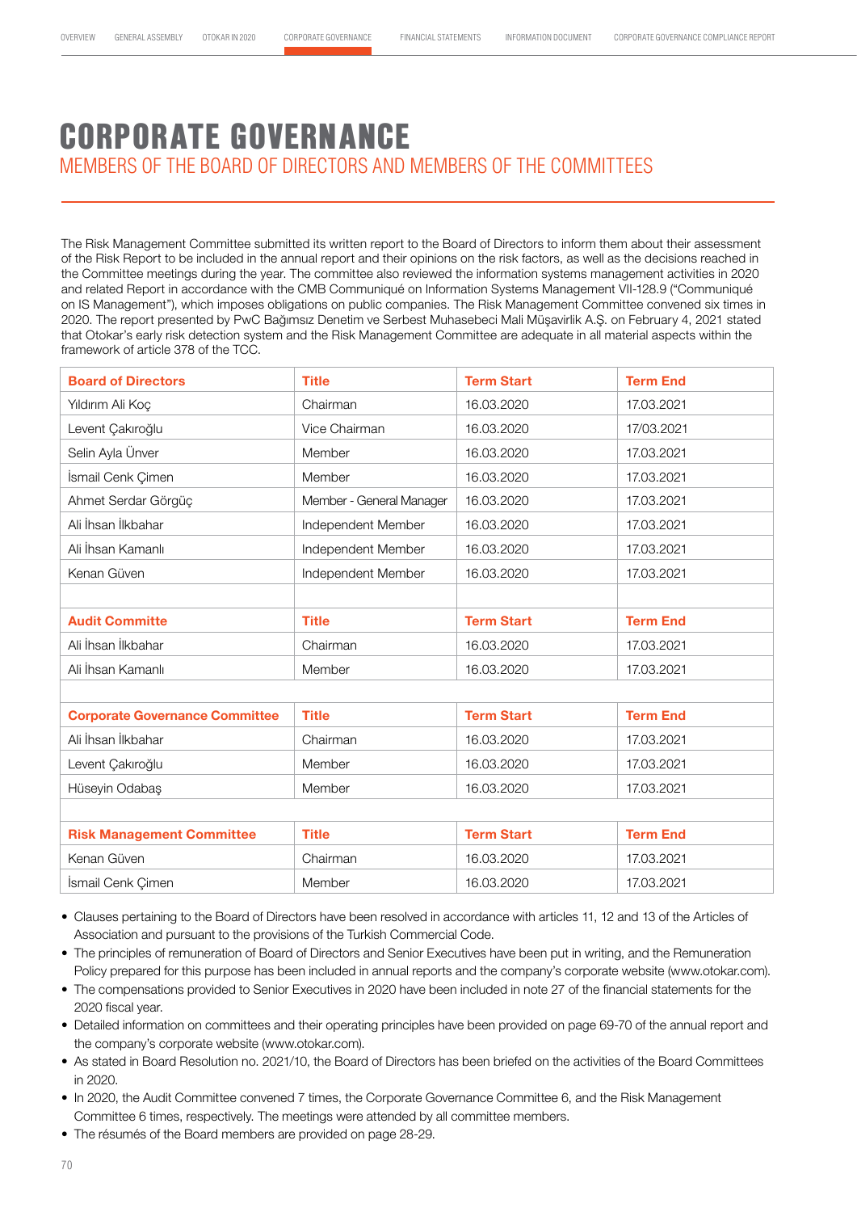# CORPORATE GOVERNANCE

## MEMBERS OF THE BOARD OF DIRECTORS AND MEMBERS OF THE COMMITTEES

The Risk Management Committee submitted its written report to the Board of Directors to inform them about their assessment of the Risk Report to be included in the annual report and their opinions on the risk factors, as well as the decisions reached in the Committee meetings during the year. The committee also reviewed the information systems management activities in 2020 and related Report in accordance with the CMB Communiqué on Information Systems Management VII-128.9 ("Communiqué on IS Management"), which imposes obligations on public companies. The Risk Management Committee convened six times in 2020. The report presented by PwC Bağımsız Denetim ve Serbest Muhasebeci Mali Müşavirlik A.Ş. on February 4, 2021 stated that Otokar's early risk detection system and the Risk Management Committee are adequate in all material aspects within the framework of article 378 of the TCC.

| **Board of Directors** | **Title** | **Term Start** | **Term End** |
|---|---|---|---|
| Yıldırım Ali Koç | Chairman | 16.03.2020 | 17.03.2021 |
| Levent Çakıroğlu | Vice Chairman | 16.03.2020 | 17/03.2021 |
| Selin Ayla Ünver | Member | 16.03.2020 | 17.03.2021 |
| İsmail Cenk Çimen | Member | 16.03.2020 | 17.03.2021 |
| Ahmet Serdar Görgüç | Member - General Manager | 16.03.2020 | 17.03.2021 |
| Ali İhsan İlkbahar | Independent Member | 16.03.2020 | 17.03.2021 |
| Ali İhsan Kamanlı | Independent Member | 16.03.2020 | 17.03.2021 |
| Kenan Güven | Independent Member | 16.03.2020 | 17.03.2021 |
| | | | |
| **Audit Committe** | **Title** | **Term Start** | **Term End** |
| Ali İhsan İlkbahar | Chairman | 16.03.2020 | 17.03.2021 |
| Ali İhsan Kamanlı | Member | 16.03.2020 | 17.03.2021 |
| | | | |
| **Corporate Governance Committee** | **Title** | **Term Start** | **Term End** |
| Ali İhsan İlkbahar | Chairman | 16.03.2020 | 17.03.2021 |
| Levent Çakıroğlu | Member | 16.03.2020 | 17.03.2021 |
| Hüseyin Odabaş | Member | 16.03.2020 | 17.03.2021 |
| | | | |
| **Risk Management Committee** | **Title** | **Term Start** | **Term End** |
| Kenan Güven | Chairman | 16.03.2020 | 17.03.2021 |
| İsmail Cenk Çimen | Member | 16.03.2020 | 17.03.2021 |

- Clauses pertaining to the Board of Directors have been resolved in accordance with articles 11, 12 and 13 of the Articles of Association and pursuant to the provisions of the Turkish Commercial Code.
- The principles of remuneration of Board of Directors and Senior Executives have been put in writing, and the Remuneration Policy prepared for this purpose has been included in annual reports and the company's corporate website (www.otokar.com).
- The compensations provided to Senior Executives in 2020 have been included in note 27 of the financial statements for the 2020 fiscal year.
- Detailed information on committees and their operating principles have been provided on page 69-70 of the annual report and the company's corporate website (www.otokar.com).
- As stated in Board Resolution no. 2021/10, the Board of Directors has been briefed on the activities of the Board Committees in 2020.
- In 2020, the Audit Committee convened 7 times, the Corporate Governance Committee 6, and the Risk Management Committee 6 times, respectively. The meetings were attended by all committee members.
- The résumés of the Board members are provided on page 28-29.